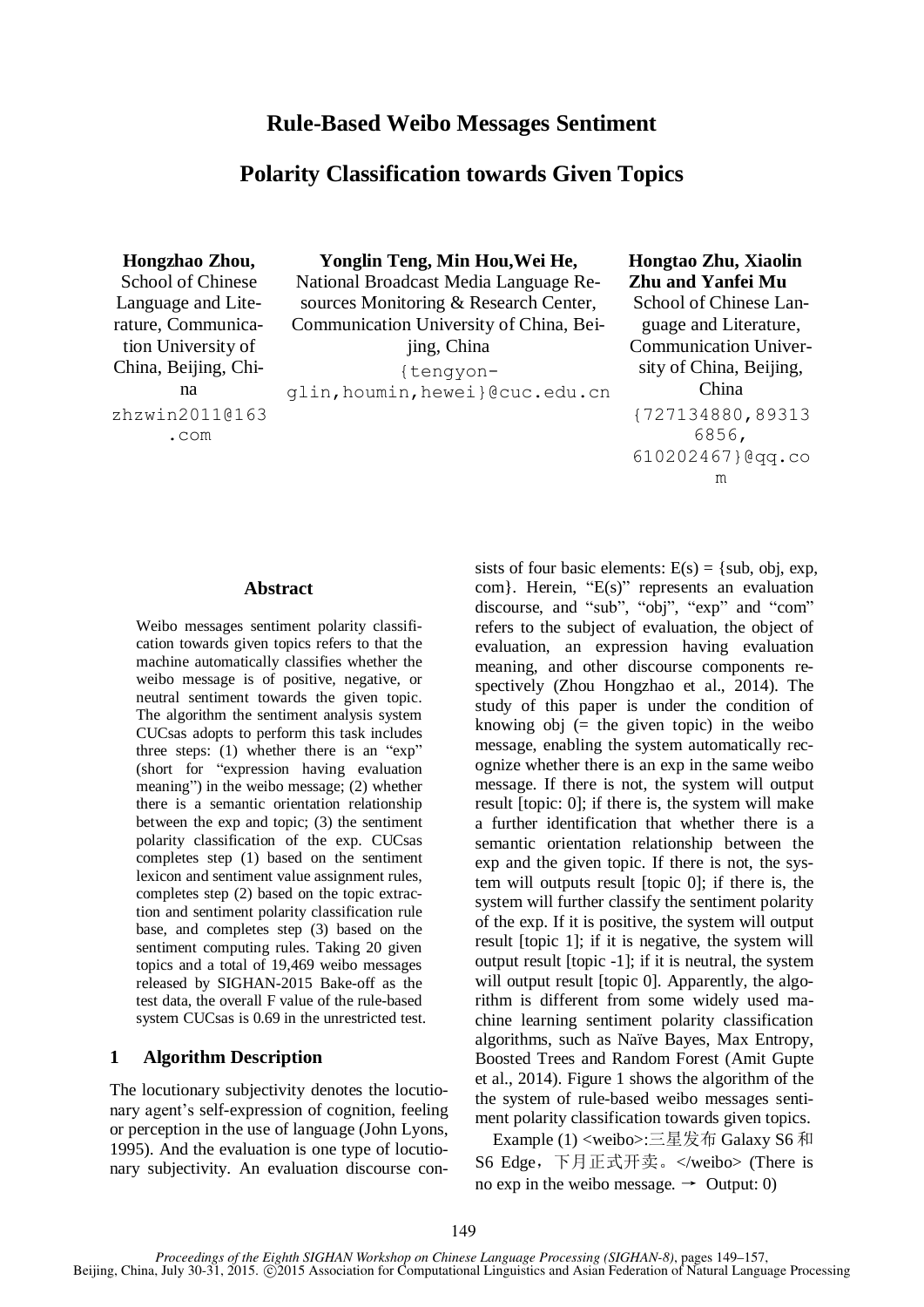# Rule-Based Weibo Messages Sentiment Polarity Classification towards Given Topics

**Hongzhao Zhou,**
School of Chinese Language and Literature, Communication University of China, Beijing, China
zhzwin2011@163.com

**Yonglin Teng, Min Hou, Wei He,**
National Broadcast Media Language Resources Monitoring & Research Center, Communication University of China, Beijing, China
{tengyonglin,houmin,hewei}@cuc.edu.cn

**Hongtao Zhu, Xiaolin Zhu and Yanfei Mu**
School of Chinese Language and Literature, Communication University of China, Beijing, China
{727134880,893136856,610202467}@qq.com

## Abstract

Weibo messages sentiment polarity classification towards given topics refers to that the machine automatically classifies whether the weibo message is of positive, negative, or neutral sentiment towards the given topic. The algorithm the sentiment analysis system CUCsas adopts to perform this task includes three steps: (1) whether there is an "exp" (short for "expression having evaluation meaning") in the weibo message; (2) whether there is a semantic orientation relationship between the exp and topic; (3) the sentiment polarity classification of the exp. CUCsas completes step (1) based on the sentiment lexicon and sentiment value assignment rules, completes step (2) based on the topic extraction and sentiment polarity classification rule base, and completes step (3) based on the sentiment computing rules. Taking 20 given topics and a total of 19,469 weibo messages released by SIGHAN-2015 Bake-off as the test data, the overall F value of the rule-based system CUCsas is 0.69 in the unrestricted test.

## 1 Algorithm Description

The locutionary subjectivity denotes the locutionary agent's self-expression of cognition, feeling or perception in the use of language (John Lyons, 1995). And the evaluation is one type of locutionary subjectivity. An evaluation discourse consists of four basic elements: E(s) = {sub, obj, exp, com}. Herein, "E(s)" represents an evaluation discourse, and "sub", "obj", "exp" and "com" refers to the subject of evaluation, the object of evaluation, an expression having evaluation meaning, and other discourse components respectively (Zhou Hongzhao et al., 2014). The study of this paper is under the condition of knowing obj (= the given topic) in the weibo message, enabling the system automatically recognize whether there is an exp in the same weibo message. If there is not, the system will output result [topic: 0]; if there is, the system will make a further identification that whether there is a semantic orientation relationship between the exp and the given topic. If there is not, the system will outputs result [topic 0]; if there is, the system will further classify the sentiment polarity of the exp. If it is positive, the system will output result [topic 1]; if it is negative, the system will output result [topic -1]; if it is neutral, the system will output result [topic 0]. Apparently, the algorithm is different from some widely used machine learning sentiment polarity classification algorithms, such as Naïve Bayes, Max Entropy, Boosted Trees and Random Forest (Amit Gupte et al., 2014). Figure 1 shows the algorithm of the the system of rule-based weibo messages sentiment polarity classification towards given topics.

Example (1) <weibo>:三星发布 Galaxy S6 和 S6 Edge，下月正式开卖。</weibo> (There is no exp in the weibo message. → Output: 0)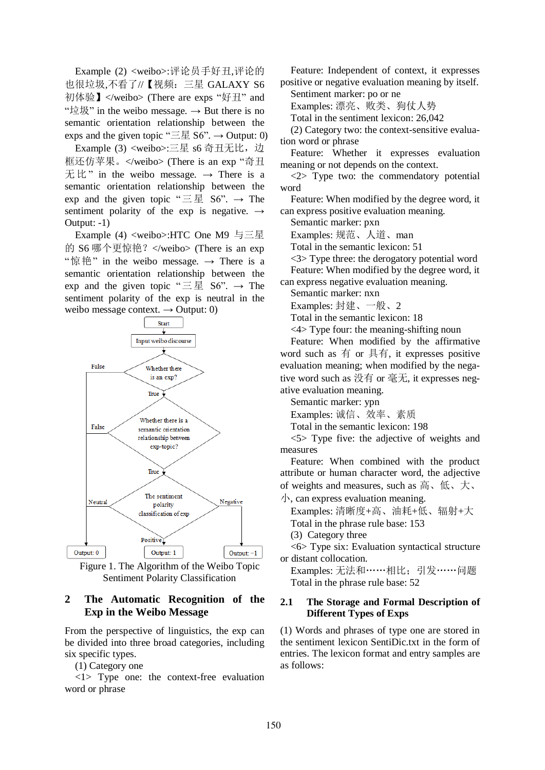Example (2) <weibo>:评论员手好丑,评论的也很垃圾,不看了//【视频：三星 GALAXY S6 初体验】</weibo> (There are exps “好丑” and “垃圾” in the weibo message. → But there is no semantic orientation relationship between the exps and the given topic “三星 S6”. → Output: 0)

Example (3) <weibo>:三星 s6 奇丑无比，边框还仿苹果。</weibo> (There is an exp “奇丑无比” in the weibo message. → There is a semantic orientation relationship between the exp and the given topic “三星 S6”. → The sentiment polarity of the exp is negative. → Output: -1)

Example (4) <weibo>:HTC One M9 与三星的 S6 哪个更惊艳？</weibo> (There is an exp “惊艳” in the weibo message. → There is a semantic orientation relationship between the exp and the given topic “三星 S6”. → The sentiment polarity of the exp is neutral in the weibo message context. → Output: 0)

Figure 1. The Algorithm of the Weibo Topic Sentiment Polarity Classification

## 2 The Automatic Recognition of the Exp in the Weibo Message

From the perspective of linguistics, the exp can be divided into three broad categories, including six specific types.

(1) Category one

<1> Type one: the context-free evaluation word or phrase

Feature: Independent of context, it expresses positive or negative evaluation meaning by itself.

Sentiment marker: po or ne

Examples: 漂亮、败类、狗仗人势

Total in the sentiment lexicon: 26,042

(2) Category two: the context-sensitive evaluation word or phrase

Feature: Whether it expresses evaluation meaning or not depends on the context.

<2> Type two: the commendatory potential word

Feature: When modified by the degree word, it can express positive evaluation meaning.

Semantic marker: pxn

Examples: 规范、人道、man

Total in the semantic lexicon: 51

<3> Type three: the derogatory potential word

Feature: When modified by the degree word, it can express negative evaluation meaning.

Semantic marker: nxn

Examples: 封建、一般、2

Total in the semantic lexicon: 18

<4> Type four: the meaning-shifting noun

Feature: When modified by the affirmative word such as 有 or 具有, it expresses positive evaluation meaning; when modified by the negative word such as 没有 or 毫无, it expresses negative evaluation meaning.

Semantic marker: ypn

Examples: 诚信、效率、素质

Total in the semantic lexicon: 198

<5> Type five: the adjective of weights and measures

Feature: When combined with the product attribute or human character word, the adjective of weights and measures, such as 高、低、大、小, can express evaluation meaning.

Examples: 清晰度+高、油耗+低、辐射+大

Total in the phrase rule base: 153

(3) Category three

<6> Type six: Evaluation syntactical structure or distant collocation.

Examples: 无法和……相比；引发……问题

Total in the phrase rule base: 52

### 2.1 The Storage and Formal Description of Different Types of Exps

(1) Words and phrases of type one are stored in the sentiment lexicon SentiDic.txt in the form of entries. The lexicon format and entry samples are as follows: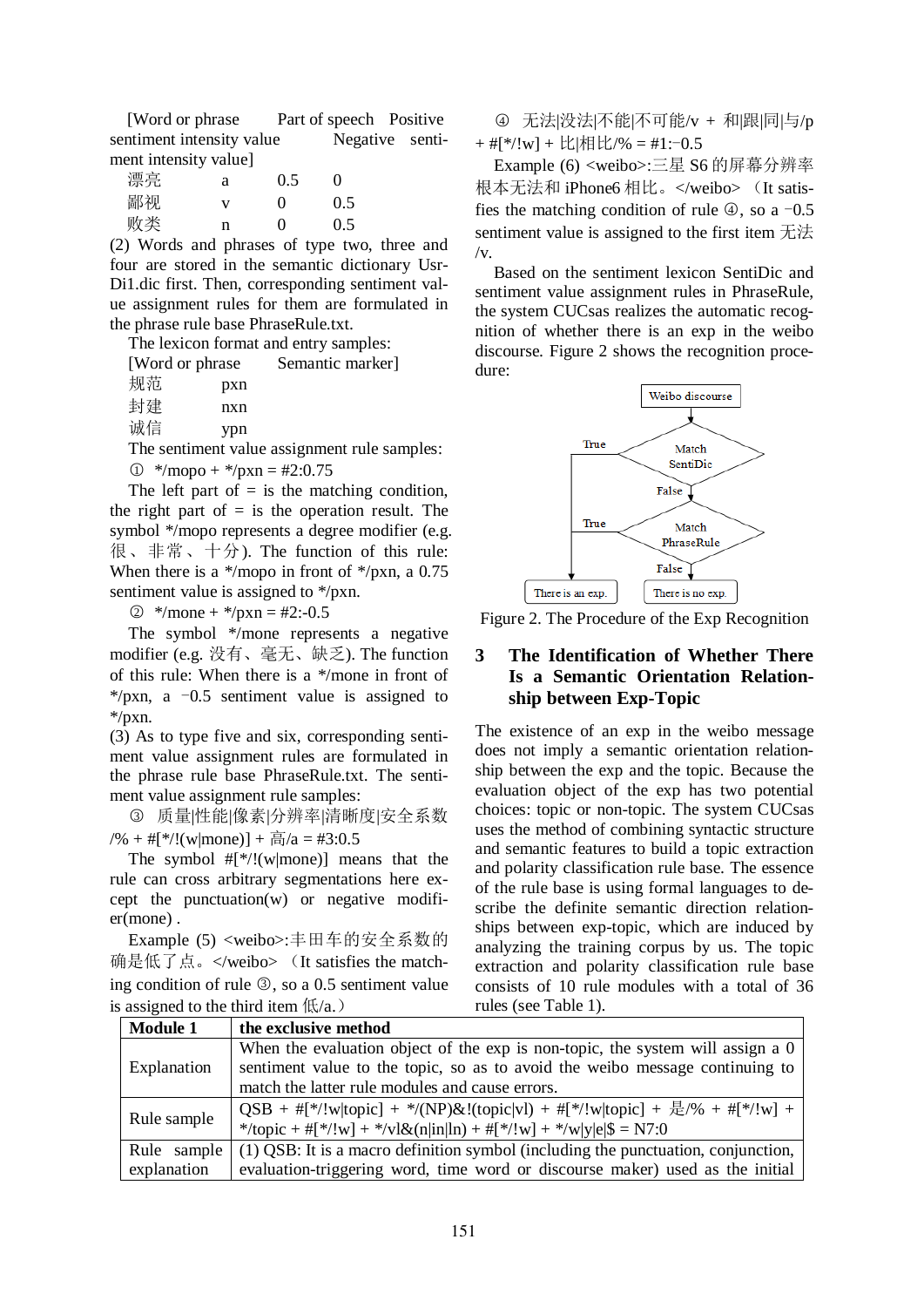[Word or phrase   Part of speech   Positive sentiment intensity value   Negative sentiment intensity value]

| | | | |
|---|---|---|---|
| 漂亮 | a | 0.5 | 0 |
| 鄙视 | v | 0 | 0.5 |
| 败类 | n | 0 | 0.5 |

(2) Words and phrases of type two, three and four are stored in the semantic dictionary UsrDi1.dic first. Then, corresponding sentiment value assignment rules for them are formulated in the phrase rule base PhraseRule.txt.

The lexicon format and entry samples:

[Word or phrase   Semantic marker]

| | |
|---|---|
| 规范 | pxn |
| 封建 | nxn |
| 诚信 | ypn |

The sentiment value assignment rule samples:

① */mopo + */pxn = #2:0.75

The left part of = is the matching condition, the right part of = is the operation result. The symbol */mopo represents a degree modifier (e.g. 很、非常、十分). The function of this rule: When there is a */mopo in front of */pxn, a 0.75 sentiment value is assigned to */pxn.

② */mone + */pxn = #2:-0.5

The symbol */mone represents a negative modifier (e.g. 没有、毫无、缺乏). The function of this rule: When there is a */mone in front of */pxn, a −0.5 sentiment value is assigned to */pxn.

(3) As to type five and six, corresponding sentiment value assignment rules are formulated in the phrase rule base PhraseRule.txt. The sentiment value assignment rule samples:

③ 质量|性能|像素|分辨率|清晰度|安全系数/% + #[*/!(w|mone)] + 高/a = #3:0.5

The symbol #[*/!(w|mone)] means that the rule can cross arbitrary segmentations here except the punctuation(w) or negative modifier(mone) .

Example (5) <weibo>:丰田车的安全系数的确是低了点。</weibo> （It satisfies the matching condition of rule ③, so a 0.5 sentiment value is assigned to the third item 低/a.）

④ 无法|没法|不能|不可能/v + 和|跟|同|与/p + #[*/!w] + 比|相比/% = #1:−0.5

Example (6) <weibo>:三星 S6 的屏幕分辨率根本无法和 iPhone6 相比。</weibo> （It satisfies the matching condition of rule ④, so a −0.5 sentiment value is assigned to the first item 无法/v.

Based on the sentiment lexicon SentiDic and sentiment value assignment rules in PhraseRule, the system CUCsas realizes the automatic recognition of whether there is an exp in the weibo discourse. Figure 2 shows the recognition procedure:

Figure 2. The Procedure of the Exp Recognition

## 3 The Identification of Whether There Is a Semantic Orientation Relationship between Exp-Topic

The existence of an exp in the weibo message does not imply a semantic orientation relationship between the exp and the topic. Because the evaluation object of the exp has two potential choices: topic or non-topic. The system CUCsas uses the method of combining syntactic structure and semantic features to build a topic extraction and polarity classification rule base. The essence of the rule base is using formal languages to describe the definite semantic direction relationships between exp-topic, which are induced by analyzing the training corpus by us. The topic extraction and polarity classification rule base consists of 10 rule modules with a total of 36 rules (see Table 1).

| **Module 1** | **the exclusive method** |
|---|---|
| Explanation | When the evaluation object of the exp is non-topic, the system will assign a 0 sentiment value to the topic, so as to avoid the weibo message continuing to match the latter rule modules and cause errors. |
| Rule sample | QSB + #[*/!w\|topic] + */(NP)&!(topic\|vl) + #[*/!w\|topic] + 是/% + #[*/!w] + */topic + #[*/!w] + */vl&(n\|in\|ln) + #[*/!w] + */w\|y\|e\|$ = N7:0 |
| Rule sample explanation | (1) QSB: It is a macro definition symbol (including the punctuation, conjunction, evaluation-triggering word, time word or discourse maker) used as the initial |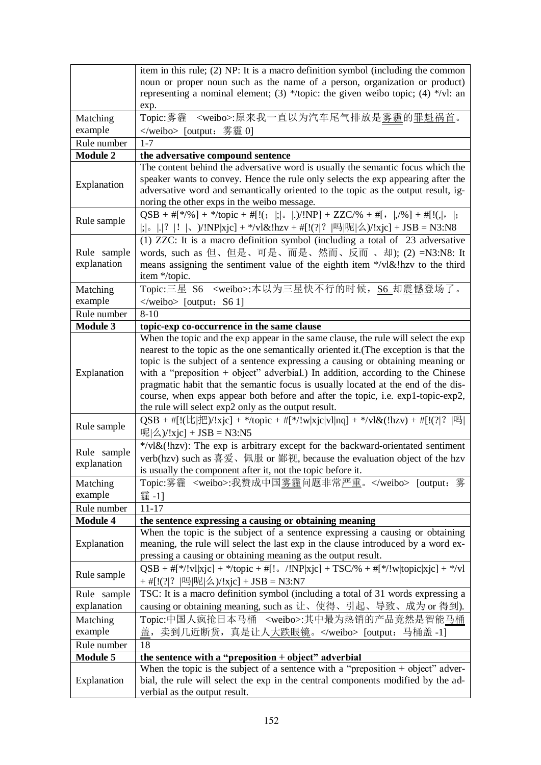| | |
|---|---|
| | item in this rule; (2) NP: It is a macro definition symbol (including the common noun or proper noun such as the name of a person, organization or product) representing a nominal element; (3) */topic: the given weibo topic; (4) */vl: an exp. |
| Matching example | Topic:雾霾 <weibo>:原来我一直以为汽车尾气排放是雾霾的罪魁祸首。</weibo> [output：雾霾 0] |
| Rule number | 1-7 |
| **Module 2** | **the adversative compound sentence** |
| Explanation | The content behind the adversative word is usually the semantic focus which the speaker wants to convey. Hence the rule only selects the exp appearing after the adversative word and semantically oriented to the topic as the output result, ignoring the other exps in the weibo message. |
| Rule sample | QSB + #[*/%] + */topic + #[!(；\|;\|。\|.)/!NP] + ZZC/% + #[，\|,/%] + #[!(,\|，\|；\|;\|。\|.\|？\|!\|、)/!NP\|xjc] + */vl&!hzv + #[!(?\|？\|吗\|呢\|么)/!xjc] + JSB = N3:N8 |
| Rule sample explanation | (1) ZZC: It is a macro definition symbol (including a total of 23 adversative words, such as 但、但是、可是、而是、然而、反而 、却); (2) =N3:N8: It means assigning the sentiment value of the eighth item */vl&!hzv to the third item */topic. |
| Matching example | Topic:三星 S6 <weibo>:本以为三星快不行的时候，S6 却震憾登场了。</weibo> [output：S6 1] |
| Rule number | 8-10 |
| **Module 3** | **topic-exp co-occurrence in the same clause** |
| Explanation | When the topic and the exp appear in the same clause, the rule will select the exp nearest to the topic as the one semantically oriented it.(The exception is that the topic is the subject of a sentence expressing a causing or obtaining meaning or with a "preposition + object" adverbial.) In addition, according to the Chinese pragmatic habit that the semantic focus is usually located at the end of the discourse, when exps appear both before and after the topic, i.e. exp1-topic-exp2, the rule will select exp2 only as the output result. |
| Rule sample | QSB + #[!(比\|把)/!xjc] + */topic + #[*/!w\|xjc\|vl\|nq] + */vl&(!hzv) + #[!(?\|？\|吗\|呢\|么)/!xjc] + JSB = N3:N5 |
| Rule sample explanation | */vl&(!hzv): The exp is arbitrary except for the backward-orientated sentiment verb(hzv) such as 喜爱、佩服 or 鄙视, because the evaluation object of the hzv is usually the component after it, not the topic before it. |
| Matching example | Topic:雾霾 <weibo>:我赞成中国雾霾问题非常严重。</weibo> [output：雾霾 -1] |
| Rule number | 11-17 |
| **Module 4** | **the sentence expressing a causing or obtaining meaning** |
| Explanation | When the topic is the subject of a sentence expressing a causing or obtaining meaning, the rule will select the last exp in the clause introduced by a word expressing a causing or obtaining meaning as the output result. |
| Rule sample | QSB + #[*/!vl\|xjc] + */topic + #[!。/!NP\|xjc] + TSC/% + #[*/!w\|topic\|xjc] + */vl + #[!(?\|？\|吗\|呢\|么)/!xjc] + JSB = N3:N7 |
| Rule sample explanation | TSC: It is a macro definition symbol (including a total of 31 words expressing a causing or obtaining meaning, such as 让、使得、引起、导致、成为 or 得到). |
| Matching example | Topic:中国人疯抢日本马桶 <weibo>:其中最为热销的产品竟然是智能马桶盖，卖到几近断货，真是让人大跌眼镜。</weibo> [output：马桶盖 -1] |
| Rule number | 18 |
| **Module 5** | **the sentence with a "preposition + object" adverbial** |
| Explanation | When the topic is the subject of a sentence with a "preposition + object" adverbial, the rule will select the exp in the central components modified by the adverbial as the output result. |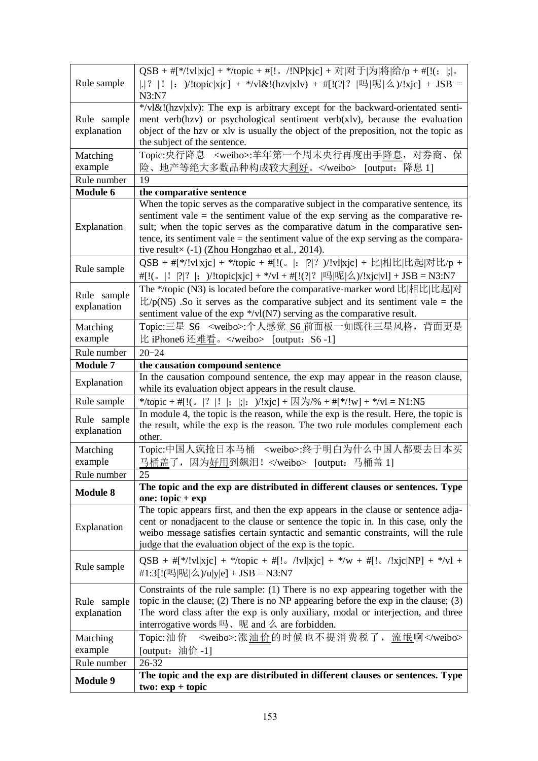| | |
|---|---|
| Rule sample | QSB + #[*/!vl\|xjc] + */topic + #[!。/!NP\|xjc] + 对\|对于\|为\|将\|给/p + #[!(；\|;\|。\|.\|？\|！ \|：)/!topic\|xjc] + */vl&!(hzv\|xlv) + #[!(?\|？ \|吗\|呢\|么)/!xjc] + JSB = N3:N7 |
| Rule sample explanation | */vl&!(hzv\|xlv): The exp is arbitrary except for the backward-orientated sentiment verb(hzv) or psychological sentiment verb(xlv), because the evaluation object of the hzv or xlv is usually the object of the preposition, not the topic as the subject of the sentence. |
| Matching example | Topic:央行降息 <weibo>:羊年第一个周末央行再度出手降息，对券商、保险、地产等绝大多数品种构成较大利好。</weibo> [output：降息 1] |
| Rule number | 19 |
| **Module 6** | **the comparative sentence** |
| Explanation | When the topic serves as the comparative subject in the comparative sentence, its sentiment vale = the sentiment value of the exp serving as the comparative result; when the topic serves as the comparative datum in the comparative sentence, its sentiment vale = the sentiment value of the exp serving as the comparative result× (-1) (Zhou Hongzhao et al., 2014). |
| Rule sample | QSB + #[*/!vl\|xjc] + */topic + #[!(。\|：\|?\|？)/!vl\|xjc] + 比\|相比\|比起\|对比/p + #[!(。\|！\|?\|？ \|；)/!topic\|xjc] + */vl + #[!(?\|？ \|吗\|呢\|么)/!xjc\|vl] + JSB = N3:N7 |
| Rule sample explanation | The */topic (N3) is located before the comparative-marker word 比\|相比\|比起\|对比/p(N5) .So it serves as the comparative subject and its sentiment vale = the sentiment value of the exp */vl(N7) serving as the comparative result. |
| Matching example | Topic:三星 S6 <weibo>:个人感觉 S6 前面板一如既往三星风格，背面更是比 iPhone6 还难看。</weibo> [output：S6 -1] |
| Rule number | 20−24 |
| **Module 7** | **the causation compound sentence** |
| Explanation | In the causation compound sentence, the exp may appear in the reason clause, while its evaluation object appears in the result clause. |
| Rule sample | */topic + #[!(。\|?\|!\|；\|;\|：)/!xjc] + 因为/% + #[*/!w] + */vl = N1:N5 |
| Rule sample explanation | In module 4, the topic is the reason, while the exp is the result. Here, the topic is the result, while the exp is the reason. The two rule modules complement each other. |
| Matching example | Topic:中国人疯抢日本马桶 <weibo>:终于明白为什么中国人都要去日本买马桶盖了，因为好用到飙泪！</weibo> [output：马桶盖 1] |
| Rule number | 25 |
| **Module 8** | **The topic and the exp are distributed in different clauses or sentences. Type one: topic + exp** |
| Explanation | The topic appears first, and then the exp appears in the clause or sentence adjacent or nonadjacent to the clause or sentence the topic in. In this case, only the weibo message satisfies certain syntactic and semantic constraints, will the rule judge that the evaluation object of the exp is the topic. |
| Rule sample | QSB + #[*/!vl\|xjc] + */topic + #[!。/!vl\|xjc] + */w + #[!。/!xjc\|NP] + */vl + #1:3[!(吗\|呢\|么)/u\|y\|e] + JSB = N3:N7 |
| Rule sample explanation | Constraints of the rule sample: (1) There is no exp appearing together with the topic in the clause; (2) There is no NP appearing before the exp in the clause; (3) The word class after the exp is only auxiliary, modal or interjection, and three interrogative words 吗、呢 and 么 are forbidden. |
| Matching example | Topic:油价 <weibo>:涨油价的时候也不提消费税了，流氓啊</weibo> [output：油价 -1] |
| Rule number | 26-32 |
| **Module 9** | **The topic and the exp are distributed in different clauses or sentences. Type two: exp + topic** |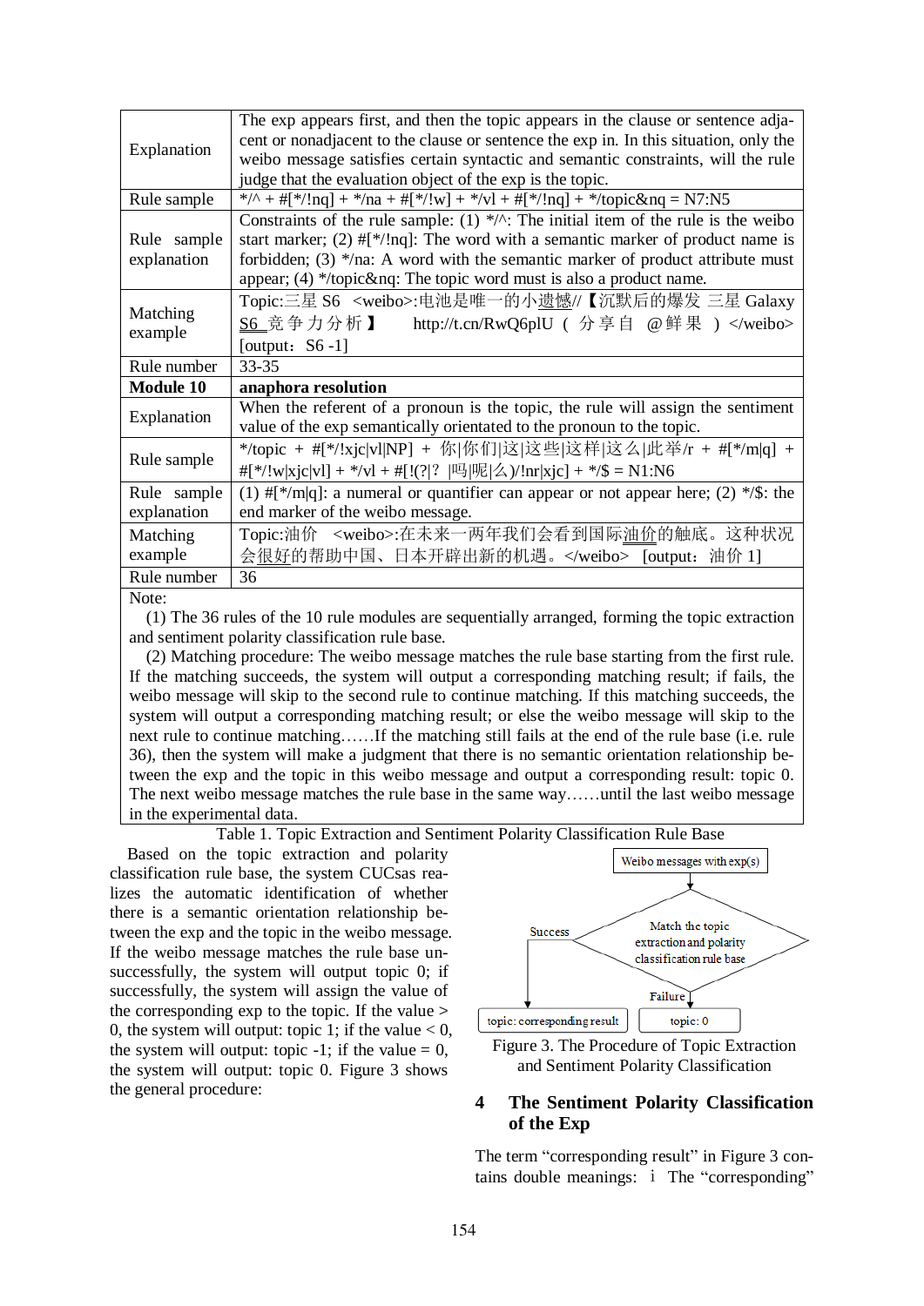| | |
|---|---|
| Explanation | The exp appears first, and then the topic appears in the clause or sentence adjacent or nonadjacent to the clause or sentence the exp in. In this situation, only the weibo message satisfies certain syntactic and semantic constraints, will the rule judge that the evaluation object of the exp is the topic. |
| Rule sample | */^ + #[*/!nq] + */na + #[*/!w] + */vl + #[*/!nq] + */topic&nq = N7:N5 |
| Rule sample explanation | Constraints of the rule sample: (1) */^: The initial item of the rule is the weibo start marker; (2) #[*/!nq]: The word with a semantic marker of product name is forbidden; (3) */na: A word with the semantic marker of product attribute must appear; (4) */topic&nq: The topic word must is also a product name. |
| Matching example | Topic:三星 S6 <weibo>:电池是唯一的小遗憾//【沉默后的爆发 三星 Galaxy S6 竞争力分析】 http://t.cn/RwQ6plU ( 分享自 @鲜果 ) </weibo> [output：S6 -1] |
| Rule number | 33-35 |
| **Module 10** | **anaphora resolution** |
| Explanation | When the referent of a pronoun is the topic, the rule will assign the sentiment value of the exp semantically orientated to the pronoun to the topic. |
| Rule sample | */topic + #[*/!xjc\|vl\|NP] + 你\|你们\|这\|这些\|这样\|这么\|此举/r + #[*/m\|q] + #[*/!w\|xjc\|vl] + */vl + #[!(?\|? \|吗\|呢\|么)/!nr\|xjc] + */$ = N1:N6 |
| Rule sample explanation | (1) #[*/m\|q]: a numeral or quantifier can appear or not appear here; (2) */$: the end marker of the weibo message. |
| Matching example | Topic:油价 <weibo>:在未来一两年我们会看到国际油价的触底。这种状况会很好的帮助中国、日本开辟出新的机遇。</weibo> [output：油价 1] |
| Rule number | 36 |

Note:

(1) The 36 rules of the 10 rule modules are sequentially arranged, forming the topic extraction and sentiment polarity classification rule base.

(2) Matching procedure: The weibo message matches the rule base starting from the first rule. If the matching succeeds, the system will output a corresponding matching result; if fails, the weibo message will skip to the second rule to continue matching. If this matching succeeds, the system will output a corresponding matching result; or else the weibo message will skip to the next rule to continue matching……If the matching still fails at the end of the rule base (i.e. rule 36), then the system will make a judgment that there is no semantic orientation relationship between the exp and the topic in this weibo message and output a corresponding result: topic 0. The next weibo message matches the rule base in the same way……until the last weibo message in the experimental data.

Table 1. Topic Extraction and Sentiment Polarity Classification Rule Base

Based on the topic extraction and polarity classification rule base, the system CUCsas realizes the automatic identification of whether there is a semantic orientation relationship between the exp and the topic in the weibo message. If the weibo message matches the rule base unsuccessfully, the system will output topic 0; if successfully, the system will assign the value of the corresponding exp to the topic. If the value > 0, the system will output: topic 1; if the value < 0, the system will output: topic -1; if the value = 0, the system will output: topic 0. Figure 3 shows the general procedure:

Weibo messages with exp(s) → Match the topic extraction and polarity classification rule base → Success: topic: corresponding result; Failure: topic: 0

Figure 3. The Procedure of Topic Extraction and Sentiment Polarity Classification

## 4 The Sentiment Polarity Classification of the Exp

The term “corresponding result” in Figure 3 contains double meanings: ⅰ The “corresponding”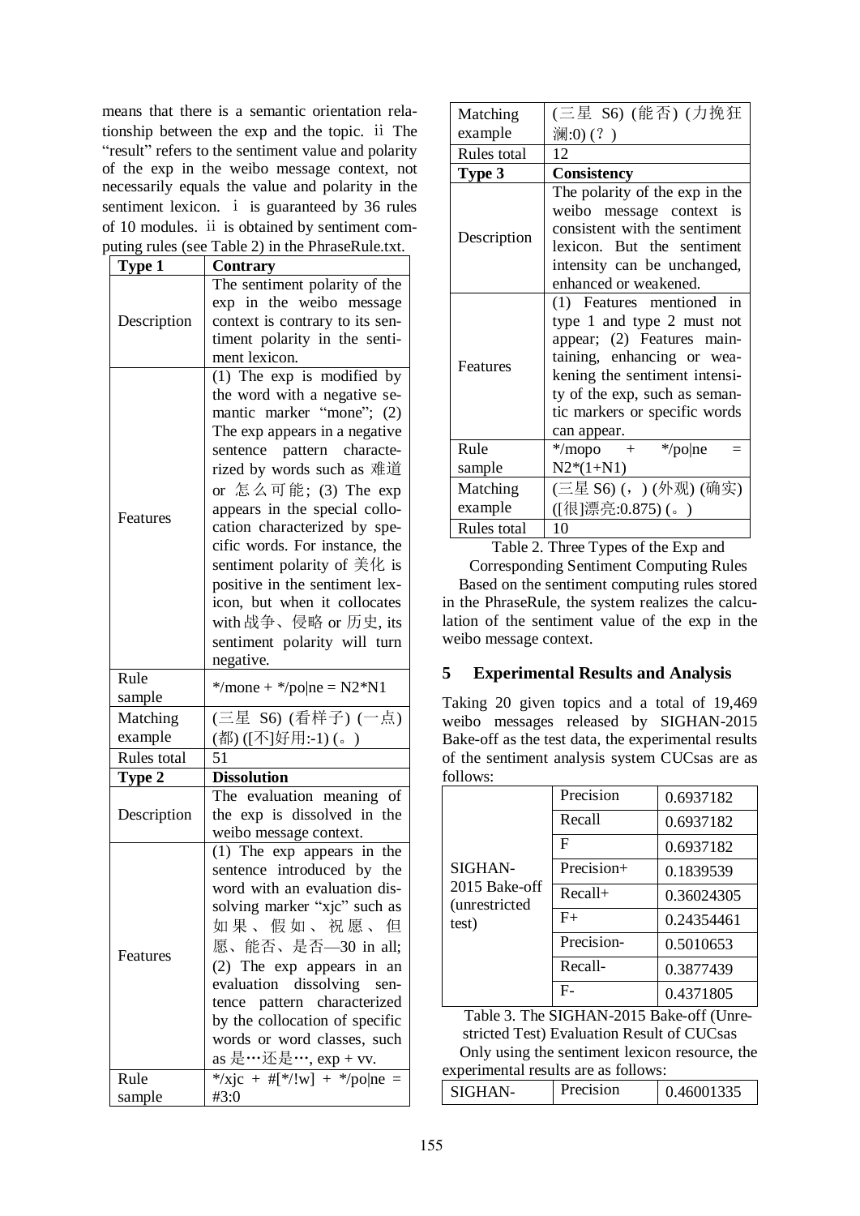means that there is a semantic orientation relationship between the exp and the topic. ii The "result" refers to the sentiment value and polarity of the exp in the weibo message context, not necessarily equals the value and polarity in the sentiment lexicon. i is guaranteed by 36 rules of 10 modules. ii is obtained by sentiment computing rules (see Table 2) in the PhraseRule.txt.

| **Type 1** | **Contrary** |
|---|---|
| Description | The sentiment polarity of the exp in the weibo message context is contrary to its sentiment polarity in the sentiment lexicon. |
| Features | (1) The exp is modified by the word with a negative semantic marker "mone"; (2) The exp appears in a negative sentence pattern characterized by words such as 难道 or 怎么可能; (3) The exp appears in the special collocation characterized by specific words. For instance, the sentiment polarity of 美化 is positive in the sentiment lexicon, but when it collocates with 战争、侵略 or 历史, its sentiment polarity will turn negative. |
| Rule sample | */mone + */po\|ne = N2*N1 |
| Matching example | (三星 S6) (看样子) (一点) (都) ([不]好用:-1) (。) |
| Rules total | 51 |
| **Type 2** | **Dissolution** |
| Description | The evaluation meaning of the exp is dissolved in the weibo message context. |
| Features | (1) The exp appears in the sentence introduced by the word with an evaluation dissolving marker "xjc" such as 如果、假如、祝愿、但愿、能否、是否—30 in all; (2) The exp appears in an evaluation dissolving sentence pattern characterized by the collocation of specific words or word classes, such as 是…还是…, exp + vv. |
| Rule sample | */xjc + #[*/!w] + */po\|ne = #3:0 |
| Matching example | (三星 S6) (能否) (力挽狂澜:0) (？) |
| Rules total | 12 |
| **Type 3** | **Consistency** |
| Description | The polarity of the exp in the weibo message context is consistent with the sentiment lexicon. But the sentiment intensity can be unchanged, enhanced or weakened. |
| Features | (1) Features mentioned in type 1 and type 2 must not appear; (2) Features maintaining, enhancing or weakening the sentiment intensity of the exp, such as semantic markers or specific words can appear. |
| Rule sample | */mopo + */po\|ne = N2*(1+N1) |
| Matching example | (三星 S6) (，) (外观) (确实) ([很]漂亮:0.875) (。) |
| Rules total | 10 |

Table 2. Three Types of the Exp and Corresponding Sentiment Computing Rules

Based on the sentiment computing rules stored in the PhraseRule, the system realizes the calculation of the sentiment value of the exp in the weibo message context.

## 5 Experimental Results and Analysis

Taking 20 given topics and a total of 19,469 weibo messages released by SIGHAN-2015 Bake-off as the test data, the experimental results of the sentiment analysis system CUCsas are as follows:

| | | |
|---|---|---|
| SIGHAN-2015 Bake-off (unrestricted test) | Precision | 0.6937182 |
| | Recall | 0.6937182 |
| | F | 0.6937182 |
| | Precision+ | 0.1839539 |
| | Recall+ | 0.36024305 |
| | F+ | 0.24354461 |
| | Precision- | 0.5010653 |
| | Recall- | 0.3877439 |
| | F- | 0.4371805 |

Table 3. The SIGHAN-2015 Bake-off (Unrestricted Test) Evaluation Result of CUCsas

Only using the sentiment lexicon resource, the experimental results are as follows:

| | | |
|---|---|---|
| SIGHAN- | Precision | 0.46001335 |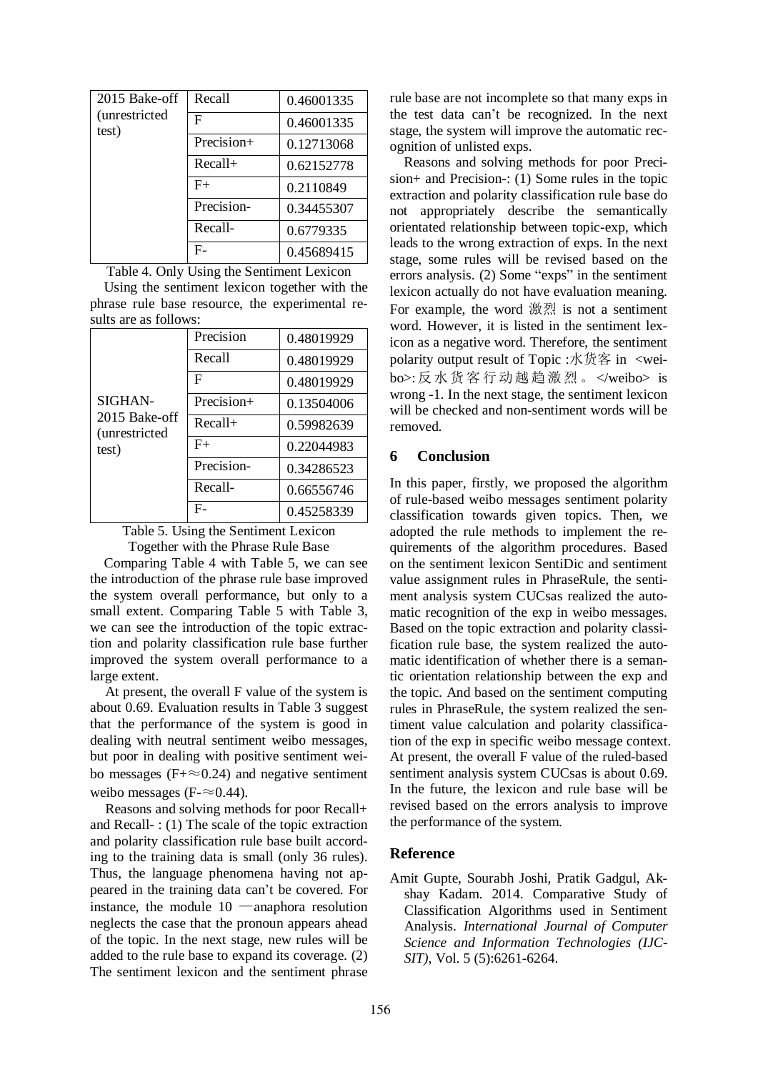| 2015 Bake-off (unrestricted test) | Recall | 0.46001335 |
| --- | --- | --- |
| | F | 0.46001335 |
| | Precision+ | 0.12713068 |
| | Recall+ | 0.62152778 |
| | F+ | 0.2110849 |
| | Precision- | 0.34455307 |
| | Recall- | 0.6779335 |
| | F- | 0.45689415 |

Table 4. Only Using the Sentiment Lexicon

Using the sentiment lexicon together with the phrase rule base resource, the experimental results are as follows:

| | Precision | 0.48019929 |
| --- | --- | --- |
| | Recall | 0.48019929 |
| | F | 0.48019929 |
| SIGHAN-2015 Bake-off (unrestricted test) | Precision+ | 0.13504006 |
| | Recall+ | 0.59982639 |
| | F+ | 0.22044983 |
| | Precision- | 0.34286523 |
| | Recall- | 0.66556746 |
| | F- | 0.45258339 |

Table 5. Using the Sentiment Lexicon Together with the Phrase Rule Base

Comparing Table 4 with Table 5, we can see the introduction of the phrase rule base improved the system overall performance, but only to a small extent. Comparing Table 5 with Table 3, we can see the introduction of the topic extraction and polarity classification rule base further improved the system overall performance to a large extent.

At present, the overall F value of the system is about 0.69. Evaluation results in Table 3 suggest that the performance of the system is good in dealing with neutral sentiment weibo messages, but poor in dealing with positive sentiment weibo messages (F+≈0.24) and negative sentiment weibo messages (F-≈0.44).

Reasons and solving methods for poor Recall+ and Recall- : (1) The scale of the topic extraction and polarity classification rule base built according to the training data is small (only 36 rules). Thus, the language phenomena having not appeared in the training data can't be covered. For instance, the module 10 —anaphora resolution neglects the case that the pronoun appears ahead of the topic. In the next stage, new rules will be added to the rule base to expand its coverage. (2) The sentiment lexicon and the sentiment phrase rule base are not incomplete so that many exps in the test data can't be recognized. In the next stage, the system will improve the automatic recognition of unlisted exps.

Reasons and solving methods for poor Precision+ and Precision-: (1) Some rules in the topic extraction and polarity classification rule base do not appropriately describe the semantically orientated relationship between topic-exp, which leads to the wrong extraction of exps. In the next stage, some rules will be revised based on the errors analysis. (2) Some "exps" in the sentiment lexicon actually do not have evaluation meaning. For example, the word 激烈 is not a sentiment word. However, it is listed in the sentiment lexicon as a negative word. Therefore, the sentiment polarity output result of Topic :水货客 in <weibo>:反水货客行动越趋激烈。</weibo> is wrong -1. In the next stage, the sentiment lexicon will be checked and non-sentiment words will be removed.

## 6 Conclusion

In this paper, firstly, we proposed the algorithm of rule-based weibo messages sentiment polarity classification towards given topics. Then, we adopted the rule methods to implement the requirements of the algorithm procedures. Based on the sentiment lexicon SentiDic and sentiment value assignment rules in PhraseRule, the sentiment analysis system CUCsas realized the automatic recognition of the exp in weibo messages. Based on the topic extraction and polarity classification rule base, the system realized the automatic identification of whether there is a semantic orientation relationship between the exp and the topic. And based on the sentiment computing rules in PhraseRule, the system realized the sentiment value calculation and polarity classification of the exp in specific weibo message context. At present, the overall F value of the ruled-based sentiment analysis system CUCsas is about 0.69. In the future, the lexicon and rule base will be revised based on the errors analysis to improve the performance of the system.

## Reference

Amit Gupte, Sourabh Joshi, Pratik Gadgul, Akshay Kadam. 2014. Comparative Study of Classification Algorithms used in Sentiment Analysis. *International Journal of Computer Science and Information Technologies (IJCSIT)*, Vol. 5 (5):6261-6264.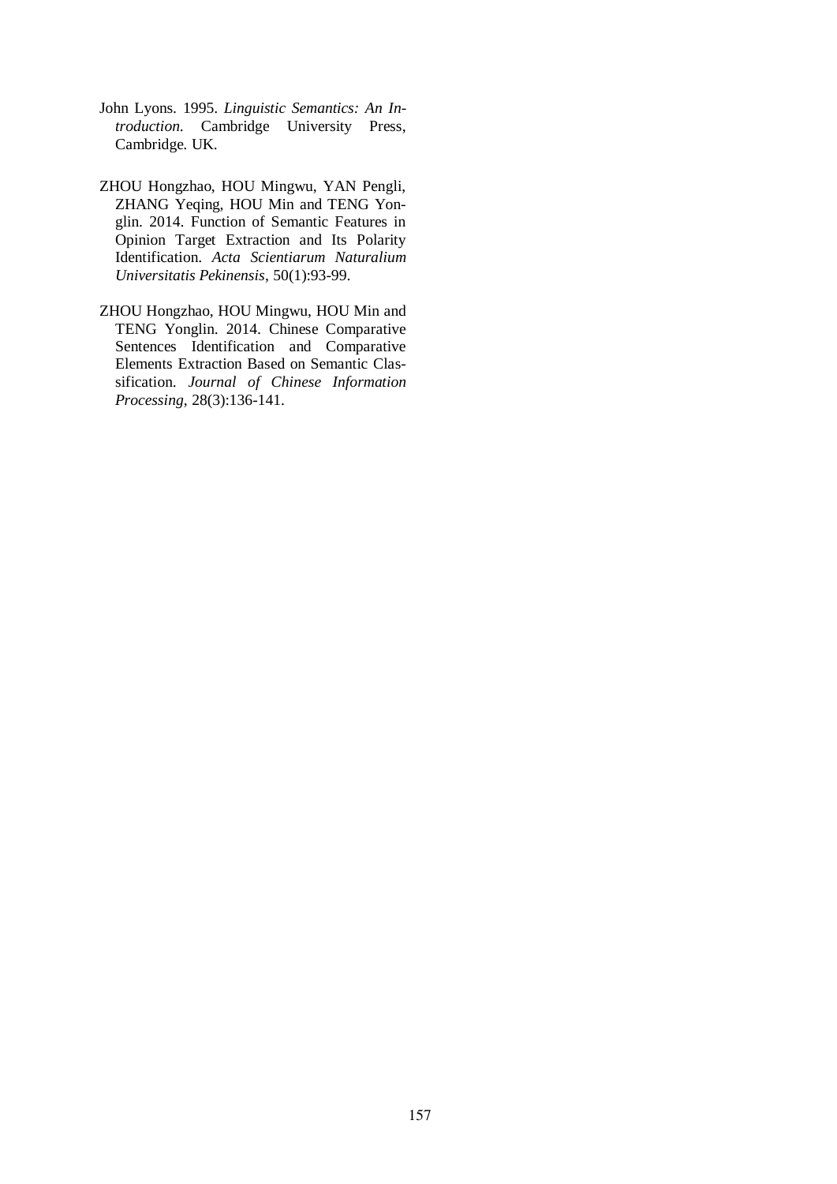John Lyons. 1995. *Linguistic Semantics: An Introduction*. Cambridge University Press, Cambridge. UK.

ZHOU Hongzhao, HOU Mingwu, YAN Pengli, ZHANG Yeqing, HOU Min and TENG Yonglin. 2014. Function of Semantic Features in Opinion Target Extraction and Its Polarity Identification. *Acta Scientiarum Naturalium Universitatis Pekinensis*, 50(1):93-99.

ZHOU Hongzhao, HOU Mingwu, HOU Min and TENG Yonglin. 2014. Chinese Comparative Sentences Identification and Comparative Elements Extraction Based on Semantic Classification. *Journal of Chinese Information Processing*, 28(3):136-141.